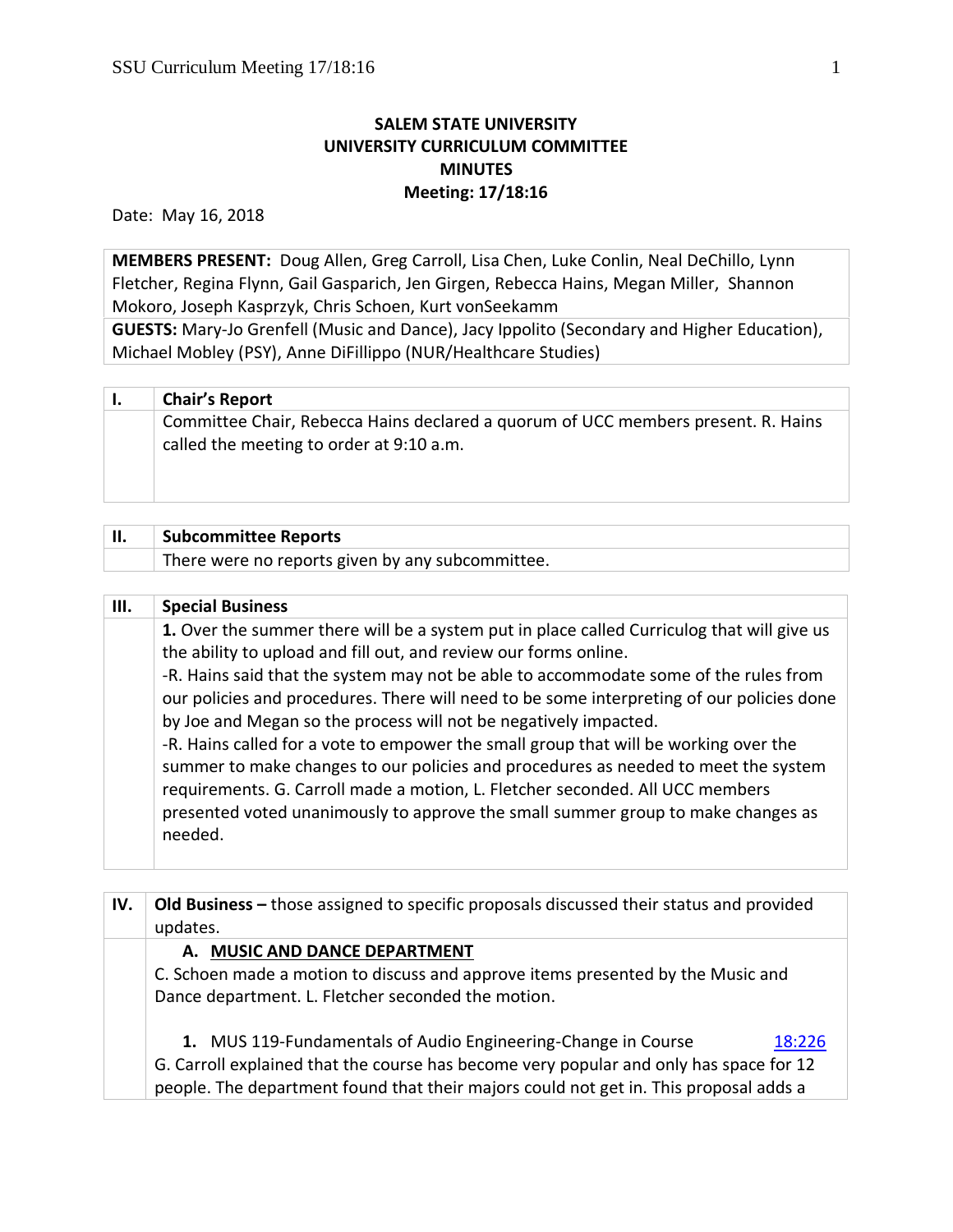**SALEM STATE UNIVERSITY**
**UNIVERSITY CURRICULUM COMMITTEE**
**MINUTES**
**Meeting: 17/18:16**

Date: May 16, 2018

**MEMBERS PRESENT:** Doug Allen, Greg Carroll, Lisa Chen, Luke Conlin, Neal DeChillo, Lynn Fletcher, Regina Flynn, Gail Gasparich, Jen Girgen, Rebecca Hains, Megan Miller, Shannon Mokoro, Joseph Kasprzyk, Chris Schoen, Kurt vonSeekamm

**GUESTS:** Mary-Jo Grenfell (Music and Dance), Jacy Ippolito (Secondary and Higher Education), Michael Mobley (PSY), Anne DiFillippo (NUR/Healthcare Studies)

| I. | **Chair's Report** |
|---|---|
| | Committee Chair, Rebecca Hains declared a quorum of UCC members present. R. Hains called the meeting to order at 9:10 a.m. |

| II. | **Subcommittee Reports** |
|---|---|
| | There were no reports given by any subcommittee. |

| III. | **Special Business** |
|---|---|
| | **1.** Over the summer there will be a system put in place called Curriculog that will give us the ability to upload and fill out, and review our forms online.<br>-R. Hains said that the system may not be able to accommodate some of the rules from our policies and procedures. There will need to be some interpreting of our policies done by Joe and Megan so the process will not be negatively impacted.<br>-R. Hains called for a vote to empower the small group that will be working over the summer to make changes to our policies and procedures as needed to meet the system requirements. G. Carroll made a motion, L. Fletcher seconded. All UCC members presented voted unanimously to approve the small summer group to make changes as needed. |

| IV. | **Old Business –** those assigned to specific proposals discussed their status and provided updates. |
|---|---|
| | **A. MUSIC AND DANCE DEPARTMENT**<br>C. Schoen made a motion to discuss and approve items presented by the Music and Dance department. L. Fletcher seconded the motion.<br><br>**1.** MUS 119-Fundamentals of Audio Engineering-Change in Course 18:226<br>G. Carroll explained that the course has become very popular and only has space for 12 people. The department found that their majors could not get in. This proposal adds a |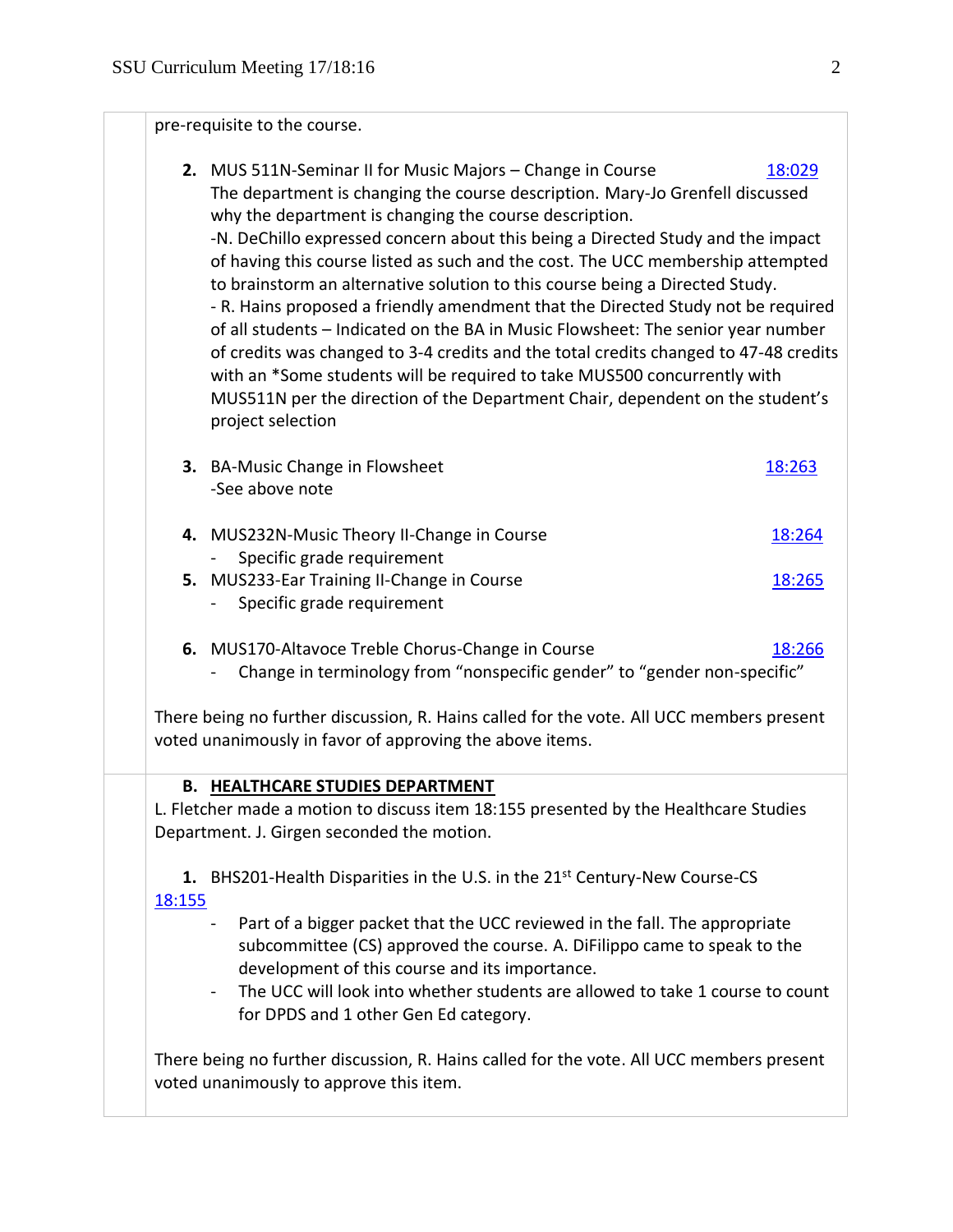pre-requisite to the course.

2. **MUS 511N-Seminar II for Music Majors – Change in Course** [18:029]
   The department is changing the course description. Mary-Jo Grenfell discussed why the department is changing the course description.
   -N. DeChillo expressed concern about this being a Directed Study and the impact of having this course listed as such and the cost. The UCC membership attempted to brainstorm an alternative solution to this course being a Directed Study.
   - R. Hains proposed a friendly amendment that the Directed Study not be required of all students – Indicated on the BA in Music Flowsheet: The senior year number of credits was changed to 3-4 credits and the total credits changed to 47-48 credits with an *Some students will be required to take MUS500 concurrently with MUS511N per the direction of the Department Chair, dependent on the student's project selection

3. BA-Music Change in Flowsheet [18:263]
   -See above note

4. MUS232N-Music Theory II-Change in Course [18:264]
   - Specific grade requirement
5. MUS233-Ear Training II-Change in Course [18:265]
   - Specific grade requirement

6. MUS170-Altavoce Treble Chorus-Change in Course [18:266]
   - Change in terminology from "nonspecific gender" to "gender non-specific"

There being no further discussion, R. Hains called for the vote. All UCC members present voted unanimously in favor of approving the above items.

### B. HEALTHCARE STUDIES DEPARTMENT

L. Fletcher made a motion to discuss item 18:155 presented by the Healthcare Studies Department. J. Girgen seconded the motion.

1. BHS201-Health Disparities in the U.S. in the 21st Century-New Course-CS [18:155]
   - Part of a bigger packet that the UCC reviewed in the fall. The appropriate subcommittee (CS) approved the course. A. DiFilippo came to speak to the development of this course and its importance.
   - The UCC will look into whether students are allowed to take 1 course to count for DPDS and 1 other Gen Ed category.

There being no further discussion, R. Hains called for the vote. All UCC members present voted unanimously to approve this item.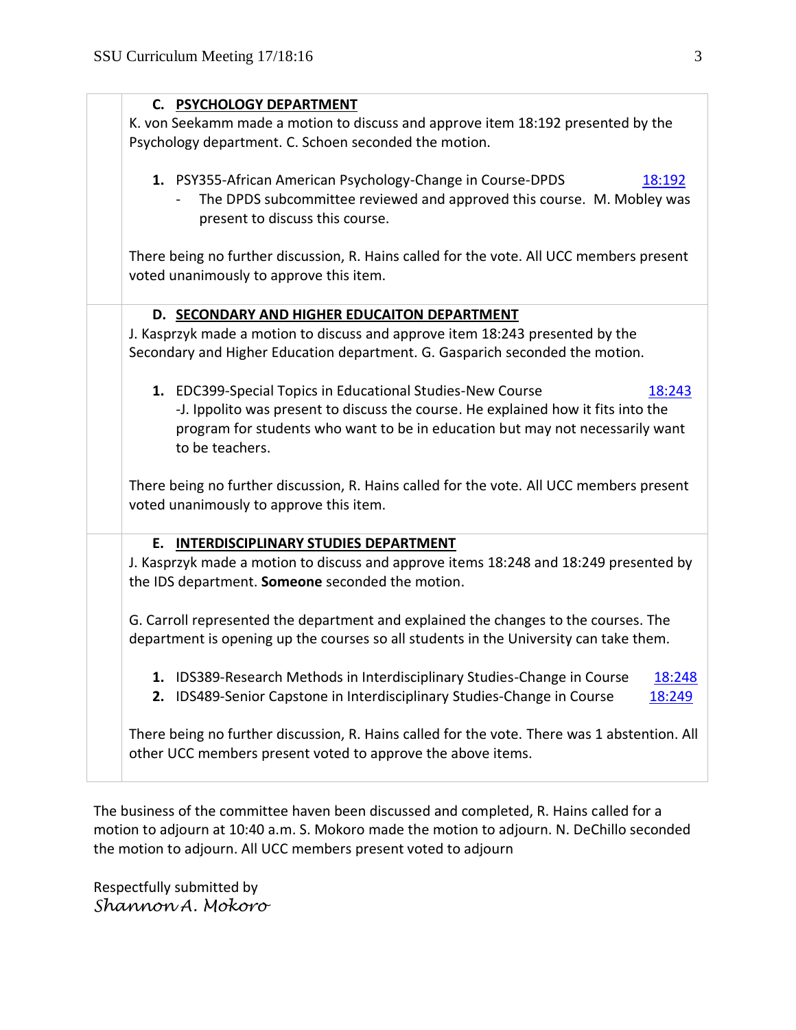**C. PSYCHOLOGY DEPARTMENT**

K. von Seekamm made a motion to discuss and approve item 18:192 presented by the Psychology department. C. Schoen seconded the motion.

1. PSY355-African American Psychology-Change in Course-DPDS 18:192
   - The DPDS subcommittee reviewed and approved this course. M. Mobley was present to discuss this course.

There being no further discussion, R. Hains called for the vote. All UCC members present voted unanimously to approve this item.

**D. SECONDARY AND HIGHER EDUCAITON DEPARTMENT**

J. Kasprzyk made a motion to discuss and approve item 18:243 presented by the Secondary and Higher Education department. G. Gasparich seconded the motion.

1. EDC399-Special Topics in Educational Studies-New Course 18:243
   -J. Ippolito was present to discuss the course. He explained how it fits into the program for students who want to be in education but may not necessarily want to be teachers.

There being no further discussion, R. Hains called for the vote. All UCC members present voted unanimously to approve this item.

**E. INTERDISCIPLINARY STUDIES DEPARTMENT**

J. Kasprzyk made a motion to discuss and approve items 18:248 and 18:249 presented by the IDS department. **Someone** seconded the motion.

G. Carroll represented the department and explained the changes to the courses. The department is opening up the courses so all students in the University can take them.

1. IDS389-Research Methods in Interdisciplinary Studies-Change in Course 18:248
2. IDS489-Senior Capstone in Interdisciplinary Studies-Change in Course 18:249

There being no further discussion, R. Hains called for the vote. There was 1 abstention. All other UCC members present voted to approve the above items.

The business of the committee haven been discussed and completed, R. Hains called for a motion to adjourn at 10:40 a.m. S. Mokoro made the motion to adjourn. N. DeChillo seconded the motion to adjourn. All UCC members present voted to adjourn

Respectfully submitted by
*Shannon A. Mokoro*